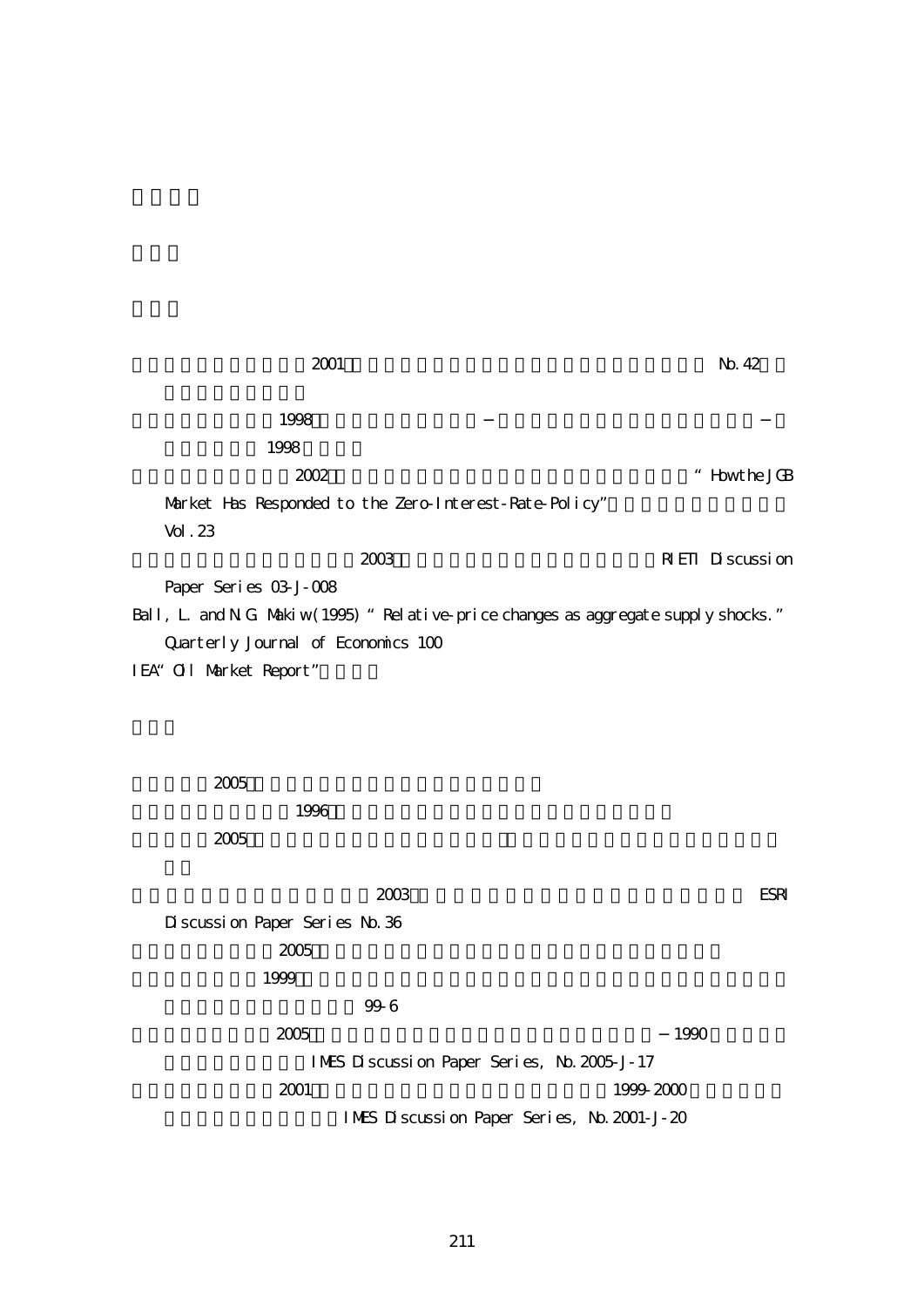2001 No. 42

1998 − −

1998

2002 “How the JGB Market Has Responded to the Zero-Interest-Rate-Policy” Vol. 23

2003 RIETI Discussion Paper Series 03-J-008

Ball, L. and N.G. Makiw (1995) “Relative-price changes as aggregate supply shocks.” Quarterly Journal of Economics 100

IEA “Oil Market Report”

2005

1996

2005

2003 ESRI Discussion Paper Series No. 36

2005

1999

99-6

2005 − 1990

IMES Discussion Paper Series, No. 2005-J-17

2001 1999-2000

IMES Discussion Paper Series, No. 2001-J-20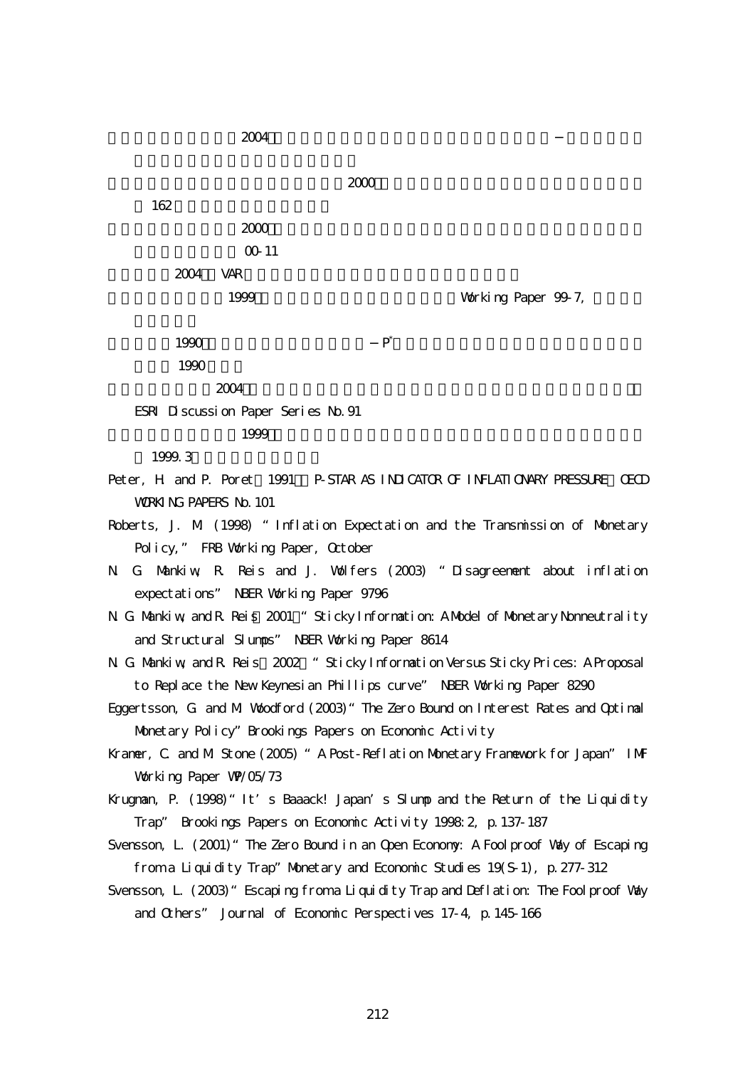2004 −

2000

162

2000

00-11

2004 VAR

1999 Working Paper 99-7,

1990 − $P^*$

1990

2004

ESRI Discussion Paper Series No.91

1999

1999.3

Peter, H. and P. Poret 1991 P-STAR AS INDICATOR OF INFLATIONARY PRESSURE OECD WORKING PAPERS No.101

Roberts, J. M. (1998) "Inflation Expectation and the Transmission of Monetary Policy," FRB Working Paper, October

N. G. Mankiw, R. Reis and J. Wolfers (2003) "Disagreement about inflation expectations" NBER Working Paper 9796

N. G. Mankiw, and R. Reis 2001 "Sticky Information: A Model of Monetary Nonneutrality and Structural Slumps" NBER Working Paper 8614

N. G. Mankiw, and R. Reis 2002 "Sticky Information Versus Sticky Prices: A Proposal to Replace the New Keynesian Phillips curve" NBER Working Paper 8290

Eggertsson, G. and M. Woodford (2003) "The Zero Bound on Interest Rates and Optimal Monetary Policy" Brookings Papers on Economic Activity

Kramer, C. and M. Stone (2005) "A Post-Reflation Monetary Framework for Japan" IMF Working Paper WP/05/73

Krugman, P. (1998) "It's Baaack! Japan's Slump and the Return of the Liquidity Trap" Brookings Papers on Economic Activity 1998:2, p.137-187

Svensson, L. (2001) "The Zero Bound in an Open Economy: A Foolproof Way of Escaping from a Liquidity Trap" Monetary and Economic Studies 19(S-1), p.277-312

Svensson, L. (2003) "Escaping from a Liquidity Trap and Deflation: The Foolproof Way and Others" Journal of Economic Perspectives 17-4, p.145-166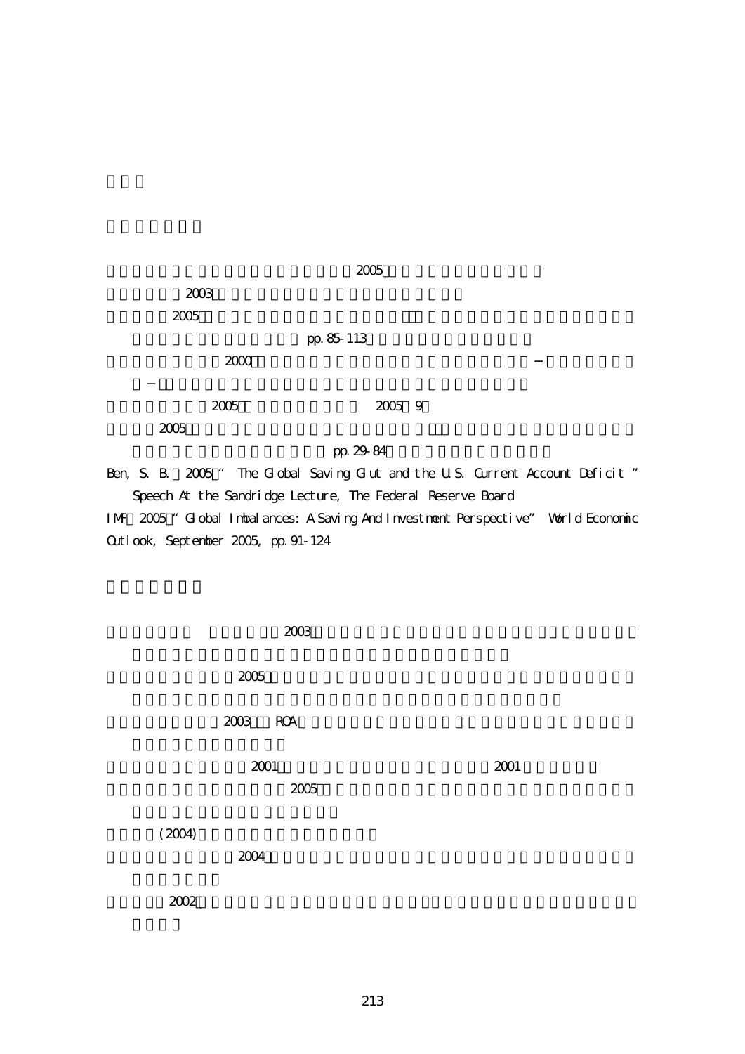2005

2003

2005

pp. 85-113

2000 − −

2005 2005 9

2005

pp. 29-84

Ben, S. B. 2005 " The Global Saving Glut and the U.S. Current Account Deficit " Speech At the Sandridge Lecture, The Federal Reserve Board

IMF 2005 " Global Imbalances: A Saving And Investment Perspective" World Economic Outlook, September 2005, pp. 91-124

2003

2005

2003 ROA

2001 2001

2005

(2004)

2004

2002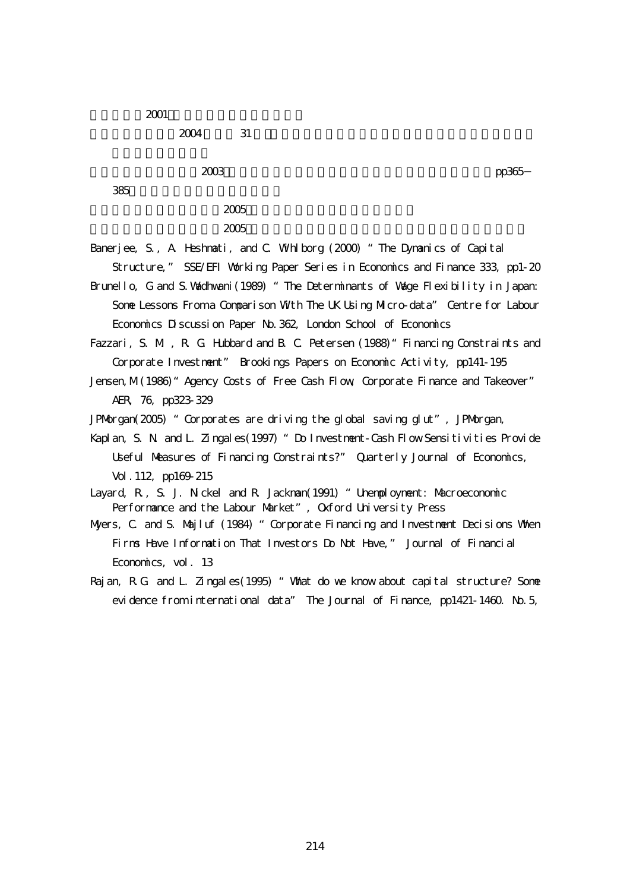2001

2004　31

2003　pp365−385

2005

2005

Banerjee, S., A. Heshmati, and C. Wihlborg (2000) "The Dynamics of Capital Structure," SSE/EFI Working Paper Series in Economics and Finance 333, pp1-20

Brunello, G and S.Wadhwani(1989) "The Determinants of Wage Flexibility in Japan: Some Lessons From a Comparison With The UK Using Micro-data" Centre for Labour Economics Discussion Paper No.362, London School of Economics

Fazzari, S. M., R. G. Hubbard and B. C. Petersen (1988) "Financing Constraints and Corporate Investment" Brookings Papers on Economic Activity, pp141-195

Jensen,M(1986) "Agency Costs of Free Cash Flow, Corporate Finance and Takeover" AER, 76, pp323-329

JPMorgan(2005) "Corporates are driving the global saving glut", JPMorgan,

Kaplan, S. N. and L. Zingales(1997) "Do Investment-Cash Flow Sensitivities Provide Useful Measures of Financing Constraints?" Quarterly Journal of Economics, Vol.112, pp169-215

Layard, R., S. J. Nickel and R. Jackman(1991) "Unemployment: Macroeconomic Performance and the Labour Market", Oxford University Press

Myers, C. and S. Majluf (1984) "Corporate Financing and Investment Decisions When Firms Have Information That Investors Do Not Have," Journal of Financial Economics, vol. 13

Rajan, R.G. and L. Zingales(1995) "What do we know about capital structure? Some evidence from international data" The Journal of Finance, pp1421-1460. No.5,